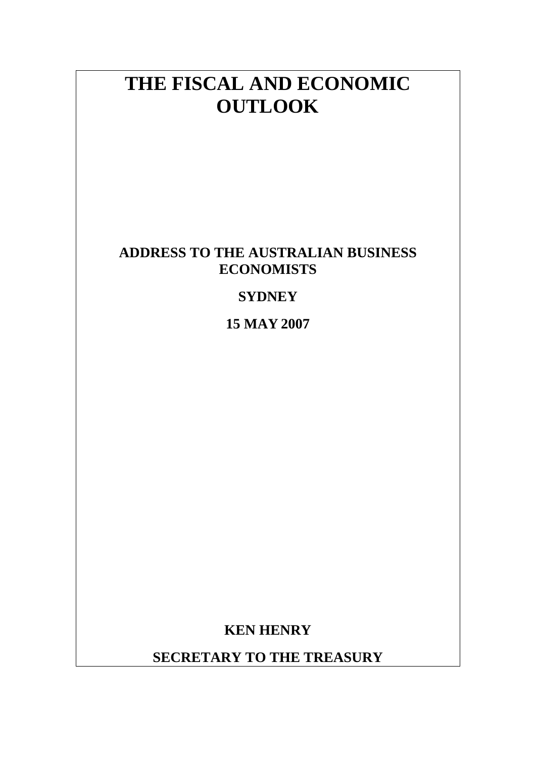# THE FISCAL AND ECONOMIC OUTLOOK

**ADDRESS TO THE AUSTRALIAN BUSINESS ECONOMISTS**

**SYDNEY**

**15 MAY 2007**

**KEN HENRY**

**SECRETARY TO THE TREASURY**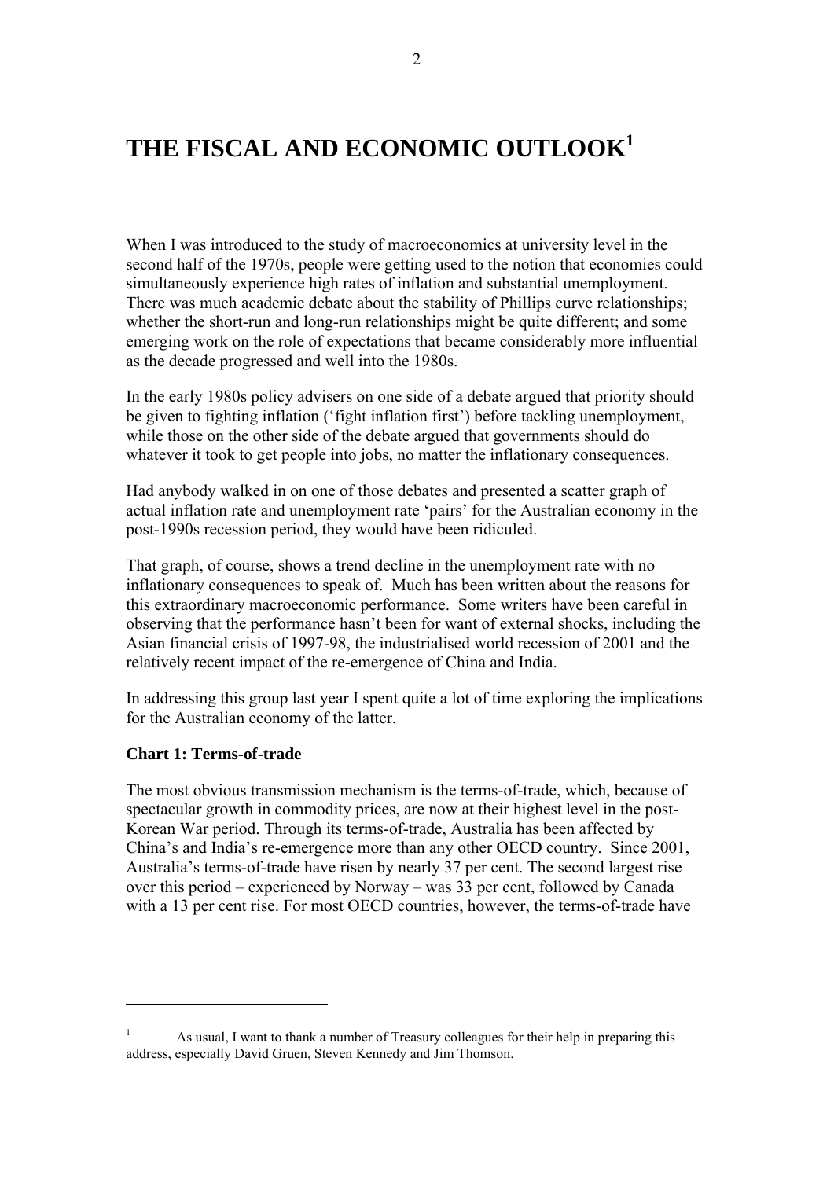# THE FISCAL AND ECONOMIC OUTLOOK[1]

When I was introduced to the study of macroeconomics at university level in the second half of the 1970s, people were getting used to the notion that economies could simultaneously experience high rates of inflation and substantial unemployment. There was much academic debate about the stability of Phillips curve relationships; whether the short-run and long-run relationships might be quite different; and some emerging work on the role of expectations that became considerably more influential as the decade progressed and well into the 1980s.

In the early 1980s policy advisers on one side of a debate argued that priority should be given to fighting inflation ('fight inflation first') before tackling unemployment, while those on the other side of the debate argued that governments should do whatever it took to get people into jobs, no matter the inflationary consequences.

Had anybody walked in on one of those debates and presented a scatter graph of actual inflation rate and unemployment rate 'pairs' for the Australian economy in the post-1990s recession period, they would have been ridiculed.

That graph, of course, shows a trend decline in the unemployment rate with no inflationary consequences to speak of. Much has been written about the reasons for this extraordinary macroeconomic performance. Some writers have been careful in observing that the performance hasn't been for want of external shocks, including the Asian financial crisis of 1997-98, the industrialised world recession of 2001 and the relatively recent impact of the re-emergence of China and India.

In addressing this group last year I spent quite a lot of time exploring the implications for the Australian economy of the latter.

**Chart 1: Terms-of-trade**

The most obvious transmission mechanism is the terms-of-trade, which, because of spectacular growth in commodity prices, are now at their highest level in the post-Korean War period. Through its terms-of-trade, Australia has been affected by China's and India's re-emergence more than any other OECD country. Since 2001, Australia's terms-of-trade have risen by nearly 37 per cent. The second largest rise over this period – experienced by Norway – was 33 per cent, followed by Canada with a 13 per cent rise. For most OECD countries, however, the terms-of-trade have

---

[1] As usual, I want to thank a number of Treasury colleagues for their help in preparing this address, especially David Gruen, Steven Kennedy and Jim Thomson.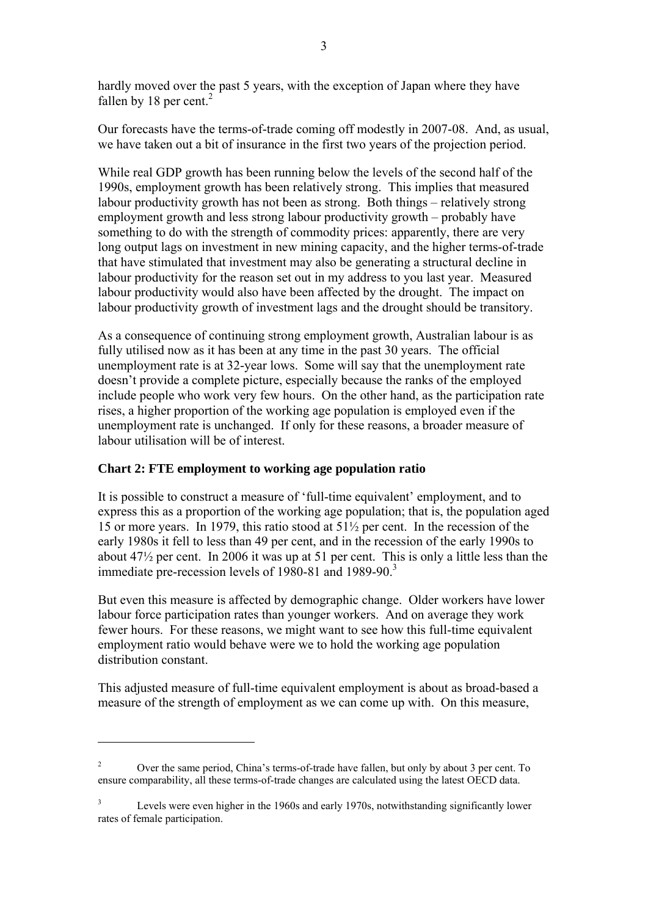hardly moved over the past 5 years, with the exception of Japan where they have fallen by 18 per cent.[2]

Our forecasts have the terms-of-trade coming off modestly in 2007-08. And, as usual, we have taken out a bit of insurance in the first two years of the projection period.

While real GDP growth has been running below the levels of the second half of the 1990s, employment growth has been relatively strong. This implies that measured labour productivity growth has not been as strong. Both things – relatively strong employment growth and less strong labour productivity growth – probably have something to do with the strength of commodity prices: apparently, there are very long output lags on investment in new mining capacity, and the higher terms-of-trade that have stimulated that investment may also be generating a structural decline in labour productivity for the reason set out in my address to you last year. Measured labour productivity would also have been affected by the drought. The impact on labour productivity growth of investment lags and the drought should be transitory.

As a consequence of continuing strong employment growth, Australian labour is as fully utilised now as it has been at any time in the past 30 years. The official unemployment rate is at 32-year lows. Some will say that the unemployment rate doesn't provide a complete picture, especially because the ranks of the employed include people who work very few hours. On the other hand, as the participation rate rises, a higher proportion of the working age population is employed even if the unemployment rate is unchanged. If only for these reasons, a broader measure of labour utilisation will be of interest.

**Chart 2: FTE employment to working age population ratio**

It is possible to construct a measure of 'full-time equivalent' employment, and to express this as a proportion of the working age population; that is, the population aged 15 or more years. In 1979, this ratio stood at 51½ per cent. In the recession of the early 1980s it fell to less than 49 per cent, and in the recession of the early 1990s to about 47½ per cent. In 2006 it was up at 51 per cent. This is only a little less than the immediate pre-recession levels of 1980-81 and 1989-90.[3]

But even this measure is affected by demographic change. Older workers have lower labour force participation rates than younger workers. And on average they work fewer hours. For these reasons, we might want to see how this full-time equivalent employment ratio would behave were we to hold the working age population distribution constant.

This adjusted measure of full-time equivalent employment is about as broad-based a measure of the strength of employment as we can come up with. On this measure,

---

[2] Over the same period, China's terms-of-trade have fallen, but only by about 3 per cent. To ensure comparability, all these terms-of-trade changes are calculated using the latest OECD data.

[3] Levels were even higher in the 1960s and early 1970s, notwithstanding significantly lower rates of female participation.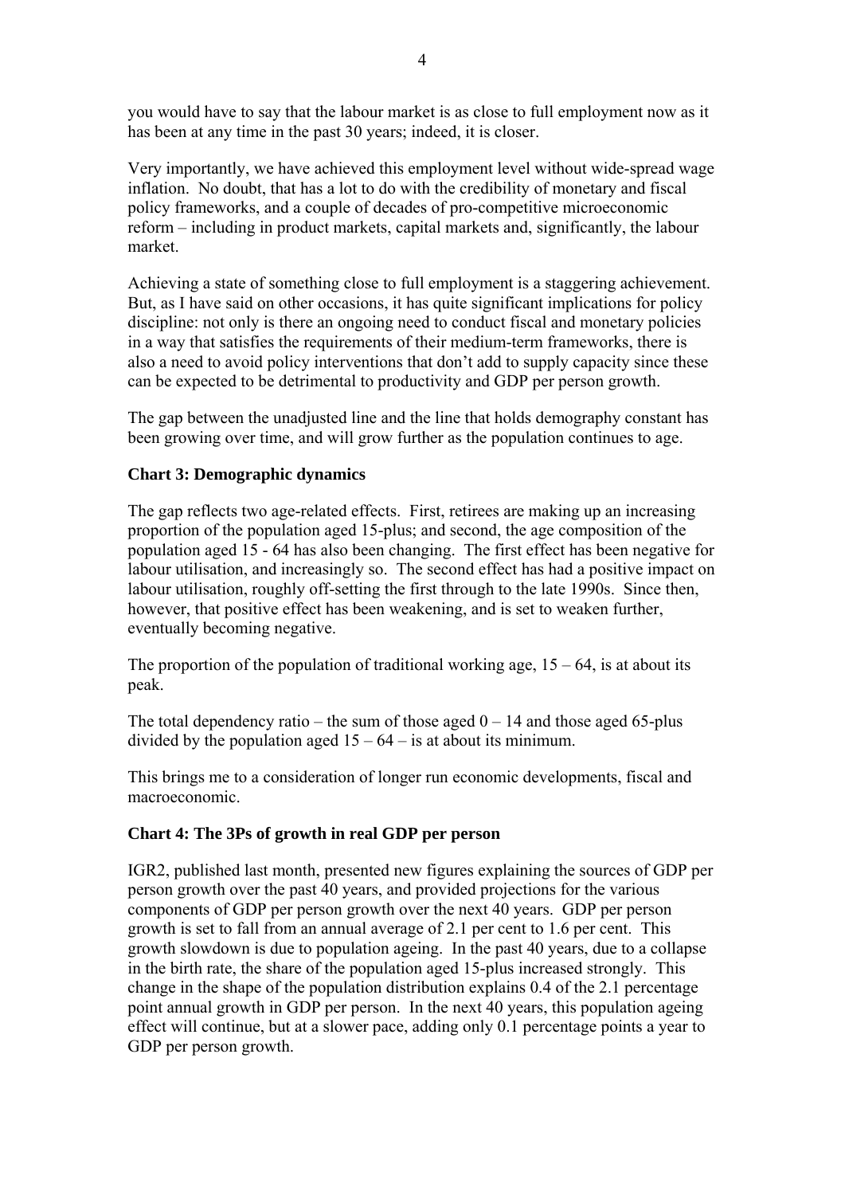you would have to say that the labour market is as close to full employment now as it has been at any time in the past 30 years; indeed, it is closer.

Very importantly, we have achieved this employment level without wide-spread wage inflation. No doubt, that has a lot to do with the credibility of monetary and fiscal policy frameworks, and a couple of decades of pro-competitive microeconomic reform – including in product markets, capital markets and, significantly, the labour market.

Achieving a state of something close to full employment is a staggering achievement. But, as I have said on other occasions, it has quite significant implications for policy discipline: not only is there an ongoing need to conduct fiscal and monetary policies in a way that satisfies the requirements of their medium-term frameworks, there is also a need to avoid policy interventions that don't add to supply capacity since these can be expected to be detrimental to productivity and GDP per person growth.

The gap between the unadjusted line and the line that holds demography constant has been growing over time, and will grow further as the population continues to age.

**Chart 3: Demographic dynamics**

The gap reflects two age-related effects. First, retirees are making up an increasing proportion of the population aged 15-plus; and second, the age composition of the population aged 15 - 64 has also been changing. The first effect has been negative for labour utilisation, and increasingly so. The second effect has had a positive impact on labour utilisation, roughly off-setting the first through to the late 1990s. Since then, however, that positive effect has been weakening, and is set to weaken further, eventually becoming negative.

The proportion of the population of traditional working age, 15 – 64, is at about its peak.

The total dependency ratio – the sum of those aged 0 – 14 and those aged 65-plus divided by the population aged 15 – 64 – is at about its minimum.

This brings me to a consideration of longer run economic developments, fiscal and macroeconomic.

**Chart 4: The 3Ps of growth in real GDP per person**

IGR2, published last month, presented new figures explaining the sources of GDP per person growth over the past 40 years, and provided projections for the various components of GDP per person growth over the next 40 years. GDP per person growth is set to fall from an annual average of 2.1 per cent to 1.6 per cent. This growth slowdown is due to population ageing. In the past 40 years, due to a collapse in the birth rate, the share of the population aged 15-plus increased strongly. This change in the shape of the population distribution explains 0.4 of the 2.1 percentage point annual growth in GDP per person. In the next 40 years, this population ageing effect will continue, but at a slower pace, adding only 0.1 percentage points a year to GDP per person growth.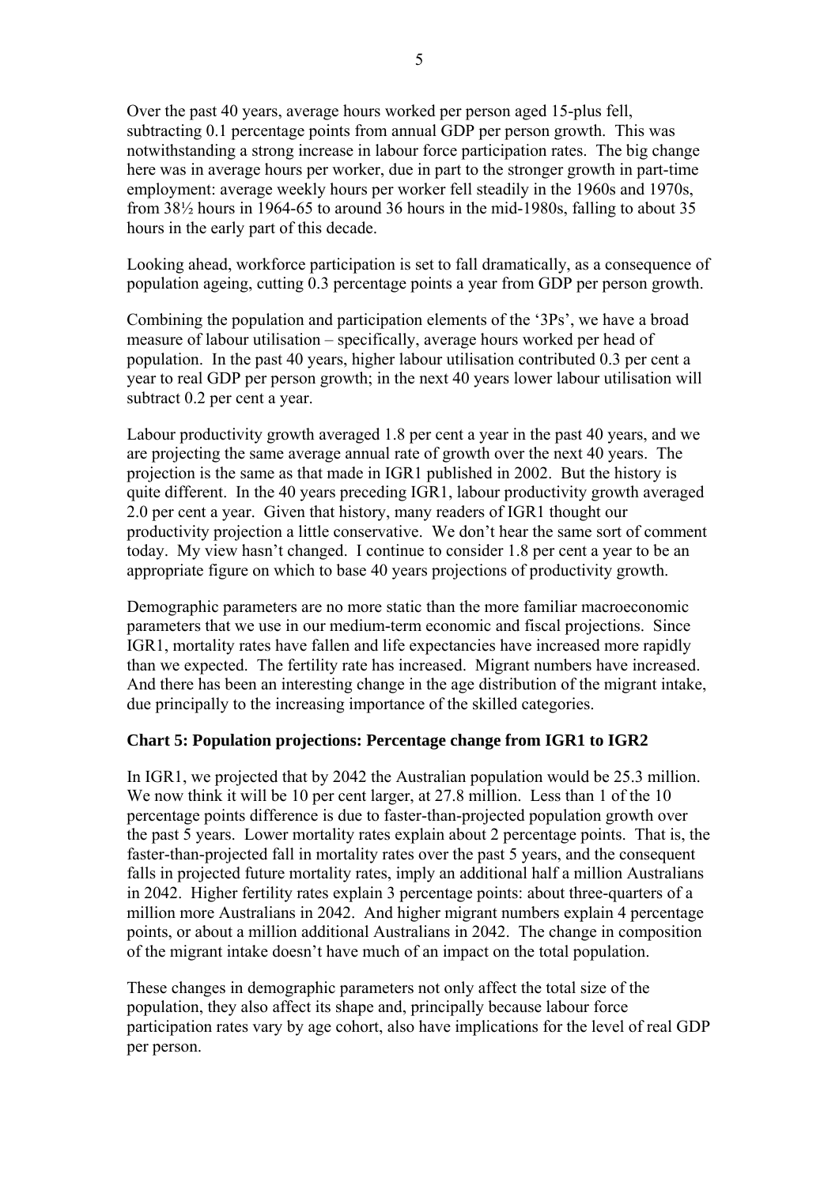Over the past 40 years, average hours worked per person aged 15-plus fell, subtracting 0.1 percentage points from annual GDP per person growth. This was notwithstanding a strong increase in labour force participation rates. The big change here was in average hours per worker, due in part to the stronger growth in part-time employment: average weekly hours per worker fell steadily in the 1960s and 1970s, from 38½ hours in 1964-65 to around 36 hours in the mid-1980s, falling to about 35 hours in the early part of this decade.

Looking ahead, workforce participation is set to fall dramatically, as a consequence of population ageing, cutting 0.3 percentage points a year from GDP per person growth.

Combining the population and participation elements of the '3Ps', we have a broad measure of labour utilisation – specifically, average hours worked per head of population. In the past 40 years, higher labour utilisation contributed 0.3 per cent a year to real GDP per person growth; in the next 40 years lower labour utilisation will subtract 0.2 per cent a year.

Labour productivity growth averaged 1.8 per cent a year in the past 40 years, and we are projecting the same average annual rate of growth over the next 40 years. The projection is the same as that made in IGR1 published in 2002. But the history is quite different. In the 40 years preceding IGR1, labour productivity growth averaged 2.0 per cent a year. Given that history, many readers of IGR1 thought our productivity projection a little conservative. We don't hear the same sort of comment today. My view hasn't changed. I continue to consider 1.8 per cent a year to be an appropriate figure on which to base 40 years projections of productivity growth.

Demographic parameters are no more static than the more familiar macroeconomic parameters that we use in our medium-term economic and fiscal projections. Since IGR1, mortality rates have fallen and life expectancies have increased more rapidly than we expected. The fertility rate has increased. Migrant numbers have increased. And there has been an interesting change in the age distribution of the migrant intake, due principally to the increasing importance of the skilled categories.

**Chart 5: Population projections: Percentage change from IGR1 to IGR2**

In IGR1, we projected that by 2042 the Australian population would be 25.3 million. We now think it will be 10 per cent larger, at 27.8 million. Less than 1 of the 10 percentage points difference is due to faster-than-projected population growth over the past 5 years. Lower mortality rates explain about 2 percentage points. That is, the faster-than-projected fall in mortality rates over the past 5 years, and the consequent falls in projected future mortality rates, imply an additional half a million Australians in 2042. Higher fertility rates explain 3 percentage points: about three-quarters of a million more Australians in 2042. And higher migrant numbers explain 4 percentage points, or about a million additional Australians in 2042. The change in composition of the migrant intake doesn't have much of an impact on the total population.

These changes in demographic parameters not only affect the total size of the population, they also affect its shape and, principally because labour force participation rates vary by age cohort, also have implications for the level of real GDP per person.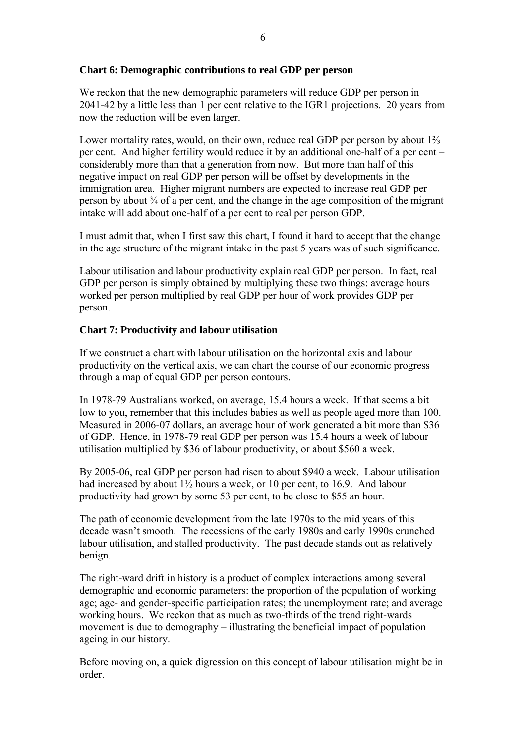**Chart 6: Demographic contributions to real GDP per person**

We reckon that the new demographic parameters will reduce GDP per person in 2041-42 by a little less than 1 per cent relative to the IGR1 projections. 20 years from now the reduction will be even larger.

Lower mortality rates, would, on their own, reduce real GDP per person by about 1⅔ per cent. And higher fertility would reduce it by an additional one-half of a per cent – considerably more than that a generation from now. But more than half of this negative impact on real GDP per person will be offset by developments in the immigration area. Higher migrant numbers are expected to increase real GDP per person by about ¾ of a per cent, and the change in the age composition of the migrant intake will add about one-half of a per cent to real per person GDP.

I must admit that, when I first saw this chart, I found it hard to accept that the change in the age structure of the migrant intake in the past 5 years was of such significance.

Labour utilisation and labour productivity explain real GDP per person. In fact, real GDP per person is simply obtained by multiplying these two things: average hours worked per person multiplied by real GDP per hour of work provides GDP per person.

**Chart 7: Productivity and labour utilisation**

If we construct a chart with labour utilisation on the horizontal axis and labour productivity on the vertical axis, we can chart the course of our economic progress through a map of equal GDP per person contours.

In 1978-79 Australians worked, on average, 15.4 hours a week. If that seems a bit low to you, remember that this includes babies as well as people aged more than 100. Measured in 2006-07 dollars, an average hour of work generated a bit more than $36 of GDP. Hence, in 1978-79 real GDP per person was 15.4 hours a week of labour utilisation multiplied by $36 of labour productivity, or about $560 a week.

By 2005-06, real GDP per person had risen to about $940 a week. Labour utilisation had increased by about 1½ hours a week, or 10 per cent, to 16.9. And labour productivity had grown by some 53 per cent, to be close to $55 an hour.

The path of economic development from the late 1970s to the mid years of this decade wasn't smooth. The recessions of the early 1980s and early 1990s crunched labour utilisation, and stalled productivity. The past decade stands out as relatively benign.

The right-ward drift in history is a product of complex interactions among several demographic and economic parameters: the proportion of the population of working age; age- and gender-specific participation rates; the unemployment rate; and average working hours. We reckon that as much as two-thirds of the trend right-wards movement is due to demography – illustrating the beneficial impact of population ageing in our history.

Before moving on, a quick digression on this concept of labour utilisation might be in order.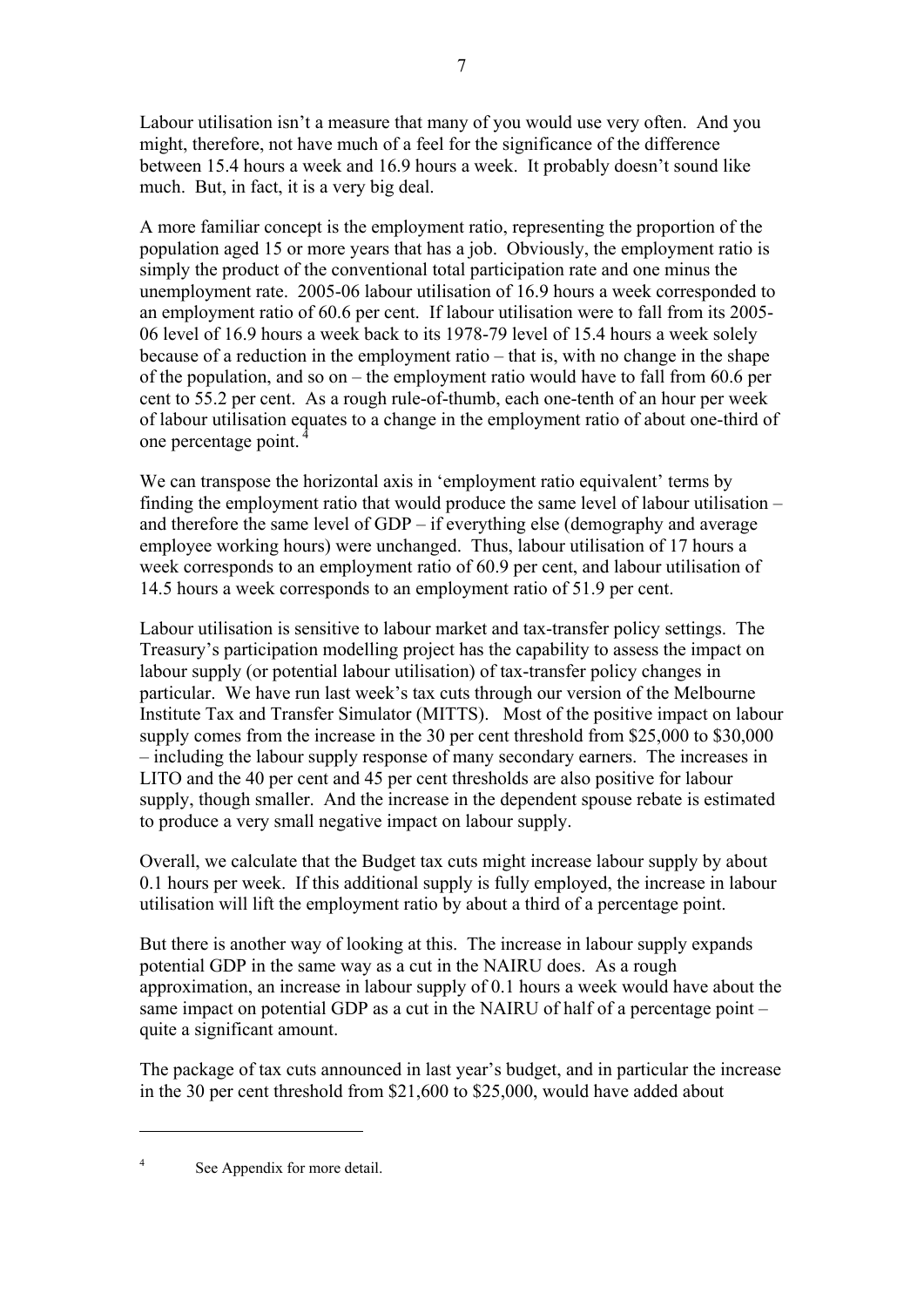Labour utilisation isn't a measure that many of you would use very often. And you might, therefore, not have much of a feel for the significance of the difference between 15.4 hours a week and 16.9 hours a week. It probably doesn't sound like much. But, in fact, it is a very big deal.

A more familiar concept is the employment ratio, representing the proportion of the population aged 15 or more years that has a job. Obviously, the employment ratio is simply the product of the conventional total participation rate and one minus the unemployment rate. 2005-06 labour utilisation of 16.9 hours a week corresponded to an employment ratio of 60.6 per cent. If labour utilisation were to fall from its 2005-06 level of 16.9 hours a week back to its 1978-79 level of 15.4 hours a week solely because of a reduction in the employment ratio – that is, with no change in the shape of the population, and so on – the employment ratio would have to fall from 60.6 per cent to 55.2 per cent. As a rough rule-of-thumb, each one-tenth of an hour per week of labour utilisation equates to a change in the employment ratio of about one-third of one percentage point.[4]

We can transpose the horizontal axis in 'employment ratio equivalent' terms by finding the employment ratio that would produce the same level of labour utilisation – and therefore the same level of GDP – if everything else (demography and average employee working hours) were unchanged. Thus, labour utilisation of 17 hours a week corresponds to an employment ratio of 60.9 per cent, and labour utilisation of 14.5 hours a week corresponds to an employment ratio of 51.9 per cent.

Labour utilisation is sensitive to labour market and tax-transfer policy settings. The Treasury's participation modelling project has the capability to assess the impact on labour supply (or potential labour utilisation) of tax-transfer policy changes in particular. We have run last week's tax cuts through our version of the Melbourne Institute Tax and Transfer Simulator (MITTS). Most of the positive impact on labour supply comes from the increase in the 30 per cent threshold from $25,000 to $30,000 – including the labour supply response of many secondary earners. The increases in LITO and the 40 per cent and 45 per cent thresholds are also positive for labour supply, though smaller. And the increase in the dependent spouse rebate is estimated to produce a very small negative impact on labour supply.

Overall, we calculate that the Budget tax cuts might increase labour supply by about 0.1 hours per week. If this additional supply is fully employed, the increase in labour utilisation will lift the employment ratio by about a third of a percentage point.

But there is another way of looking at this. The increase in labour supply expands potential GDP in the same way as a cut in the NAIRU does. As a rough approximation, an increase in labour supply of 0.1 hours a week would have about the same impact on potential GDP as a cut in the NAIRU of half of a percentage point – quite a significant amount.

The package of tax cuts announced in last year's budget, and in particular the increase in the 30 per cent threshold from $21,600 to $25,000, would have added about

[4] See Appendix for more detail.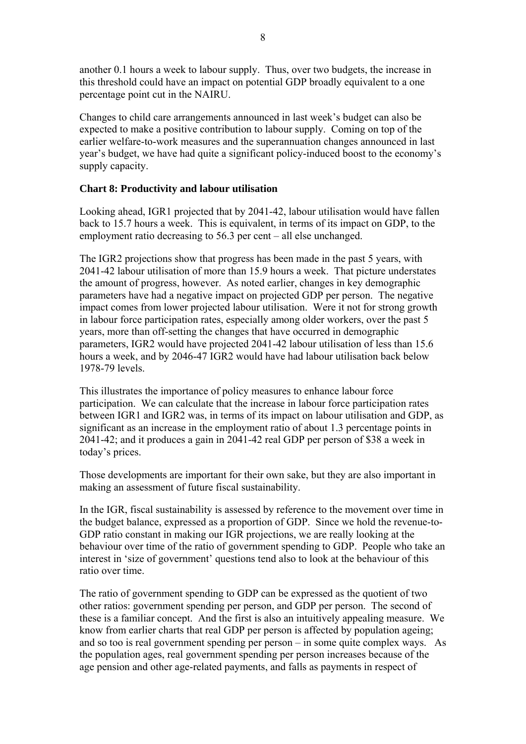another 0.1 hours a week to labour supply. Thus, over two budgets, the increase in this threshold could have an impact on potential GDP broadly equivalent to a one percentage point cut in the NAIRU.

Changes to child care arrangements announced in last week's budget can also be expected to make a positive contribution to labour supply. Coming on top of the earlier welfare-to-work measures and the superannuation changes announced in last year's budget, we have had quite a significant policy-induced boost to the economy's supply capacity.

**Chart 8: Productivity and labour utilisation**

Looking ahead, IGR1 projected that by 2041-42, labour utilisation would have fallen back to 15.7 hours a week. This is equivalent, in terms of its impact on GDP, to the employment ratio decreasing to 56.3 per cent – all else unchanged.

The IGR2 projections show that progress has been made in the past 5 years, with 2041-42 labour utilisation of more than 15.9 hours a week. That picture understates the amount of progress, however. As noted earlier, changes in key demographic parameters have had a negative impact on projected GDP per person. The negative impact comes from lower projected labour utilisation. Were it not for strong growth in labour force participation rates, especially among older workers, over the past 5 years, more than off-setting the changes that have occurred in demographic parameters, IGR2 would have projected 2041-42 labour utilisation of less than 15.6 hours a week, and by 2046-47 IGR2 would have had labour utilisation back below 1978-79 levels.

This illustrates the importance of policy measures to enhance labour force participation. We can calculate that the increase in labour force participation rates between IGR1 and IGR2 was, in terms of its impact on labour utilisation and GDP, as significant as an increase in the employment ratio of about 1.3 percentage points in 2041-42; and it produces a gain in 2041-42 real GDP per person of $38 a week in today's prices.

Those developments are important for their own sake, but they are also important in making an assessment of future fiscal sustainability.

In the IGR, fiscal sustainability is assessed by reference to the movement over time in the budget balance, expressed as a proportion of GDP. Since we hold the revenue-to-GDP ratio constant in making our IGR projections, we are really looking at the behaviour over time of the ratio of government spending to GDP. People who take an interest in 'size of government' questions tend also to look at the behaviour of this ratio over time.

The ratio of government spending to GDP can be expressed as the quotient of two other ratios: government spending per person, and GDP per person. The second of these is a familiar concept. And the first is also an intuitively appealing measure. We know from earlier charts that real GDP per person is affected by population ageing; and so too is real government spending per person – in some quite complex ways. As the population ages, real government spending per person increases because of the age pension and other age-related payments, and falls as payments in respect of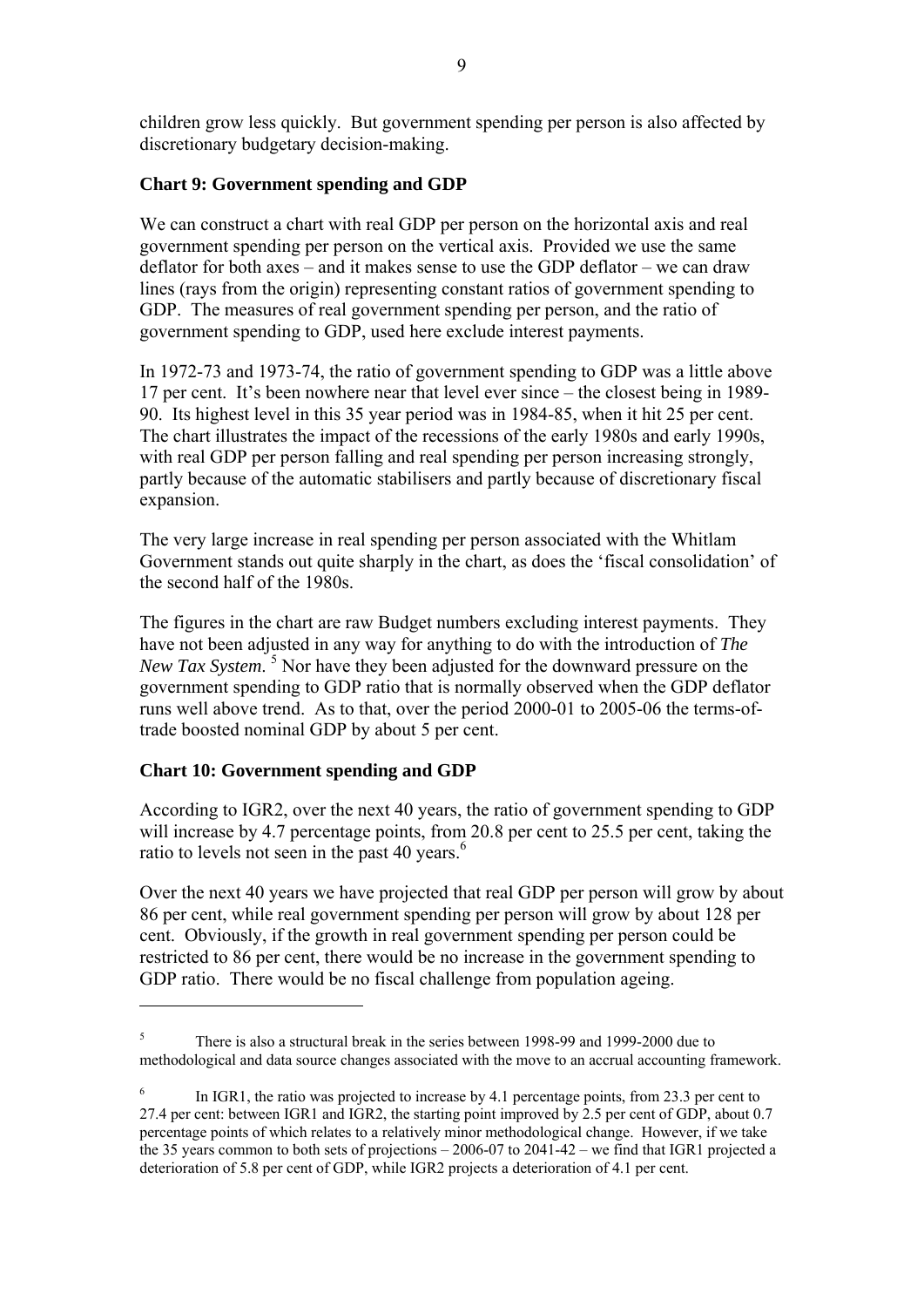children grow less quickly. But government spending per person is also affected by discretionary budgetary decision-making.

**Chart 9: Government spending and GDP**

We can construct a chart with real GDP per person on the horizontal axis and real government spending per person on the vertical axis. Provided we use the same deflator for both axes – and it makes sense to use the GDP deflator – we can draw lines (rays from the origin) representing constant ratios of government spending to GDP. The measures of real government spending per person, and the ratio of government spending to GDP, used here exclude interest payments.

In 1972-73 and 1973-74, the ratio of government spending to GDP was a little above 17 per cent. It's been nowhere near that level ever since – the closest being in 1989-90. Its highest level in this 35 year period was in 1984-85, when it hit 25 per cent. The chart illustrates the impact of the recessions of the early 1980s and early 1990s, with real GDP per person falling and real spending per person increasing strongly, partly because of the automatic stabilisers and partly because of discretionary fiscal expansion.

The very large increase in real spending per person associated with the Whitlam Government stands out quite sharply in the chart, as does the 'fiscal consolidation' of the second half of the 1980s.

The figures in the chart are raw Budget numbers excluding interest payments. They have not been adjusted in any way for anything to do with the introduction of *The New Tax System*.[5] Nor have they been adjusted for the downward pressure on the government spending to GDP ratio that is normally observed when the GDP deflator runs well above trend. As to that, over the period 2000-01 to 2005-06 the terms-of-trade boosted nominal GDP by about 5 per cent.

**Chart 10: Government spending and GDP**

According to IGR2, over the next 40 years, the ratio of government spending to GDP will increase by 4.7 percentage points, from 20.8 per cent to 25.5 per cent, taking the ratio to levels not seen in the past 40 years.[6]

Over the next 40 years we have projected that real GDP per person will grow by about 86 per cent, while real government spending per person will grow by about 128 per cent. Obviously, if the growth in real government spending per person could be restricted to 86 per cent, there would be no increase in the government spending to GDP ratio. There would be no fiscal challenge from population ageing.

---

[5] There is also a structural break in the series between 1998-99 and 1999-2000 due to methodological and data source changes associated with the move to an accrual accounting framework.

[6] In IGR1, the ratio was projected to increase by 4.1 percentage points, from 23.3 per cent to 27.4 per cent: between IGR1 and IGR2, the starting point improved by 2.5 per cent of GDP, about 0.7 percentage points of which relates to a relatively minor methodological change. However, if we take the 35 years common to both sets of projections – 2006-07 to 2041-42 – we find that IGR1 projected a deterioration of 5.8 per cent of GDP, while IGR2 projects a deterioration of 4.1 per cent.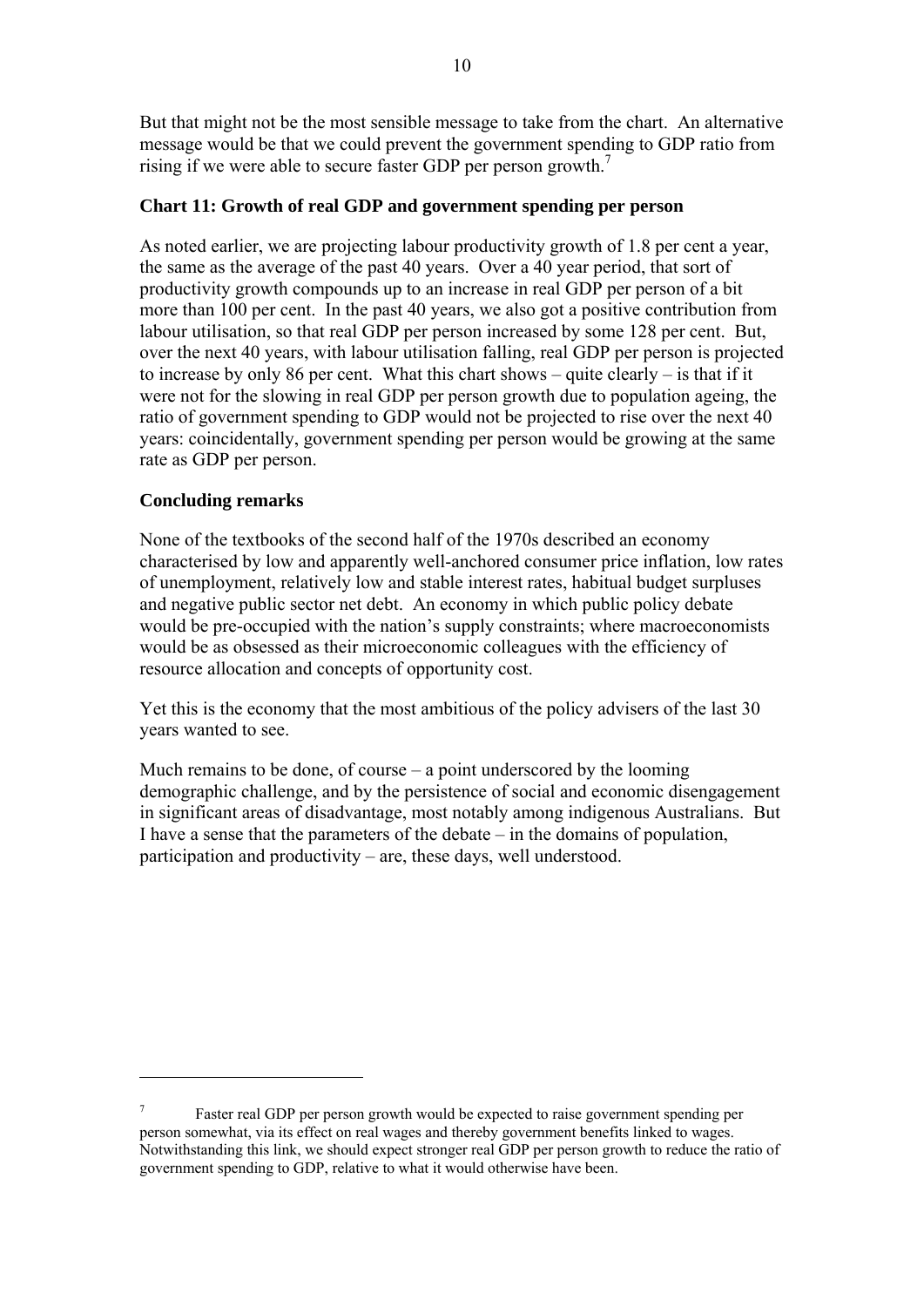But that might not be the most sensible message to take from the chart. An alternative message would be that we could prevent the government spending to GDP ratio from rising if we were able to secure faster GDP per person growth.[7]

**Chart 11: Growth of real GDP and government spending per person**

As noted earlier, we are projecting labour productivity growth of 1.8 per cent a year, the same as the average of the past 40 years. Over a 40 year period, that sort of productivity growth compounds up to an increase in real GDP per person of a bit more than 100 per cent. In the past 40 years, we also got a positive contribution from labour utilisation, so that real GDP per person increased by some 128 per cent. But, over the next 40 years, with labour utilisation falling, real GDP per person is projected to increase by only 86 per cent. What this chart shows – quite clearly – is that if it were not for the slowing in real GDP per person growth due to population ageing, the ratio of government spending to GDP would not be projected to rise over the next 40 years: coincidentally, government spending per person would be growing at the same rate as GDP per person.

**Concluding remarks**

None of the textbooks of the second half of the 1970s described an economy characterised by low and apparently well-anchored consumer price inflation, low rates of unemployment, relatively low and stable interest rates, habitual budget surpluses and negative public sector net debt. An economy in which public policy debate would be pre-occupied with the nation's supply constraints; where macroeconomists would be as obsessed as their microeconomic colleagues with the efficiency of resource allocation and concepts of opportunity cost.

Yet this is the economy that the most ambitious of the policy advisers of the last 30 years wanted to see.

Much remains to be done, of course – a point underscored by the looming demographic challenge, and by the persistence of social and economic disengagement in significant areas of disadvantage, most notably among indigenous Australians. But I have a sense that the parameters of the debate – in the domains of population, participation and productivity – are, these days, well understood.

---

[7] Faster real GDP per person growth would be expected to raise government spending per person somewhat, via its effect on real wages and thereby government benefits linked to wages. Notwithstanding this link, we should expect stronger real GDP per person growth to reduce the ratio of government spending to GDP, relative to what it would otherwise have been.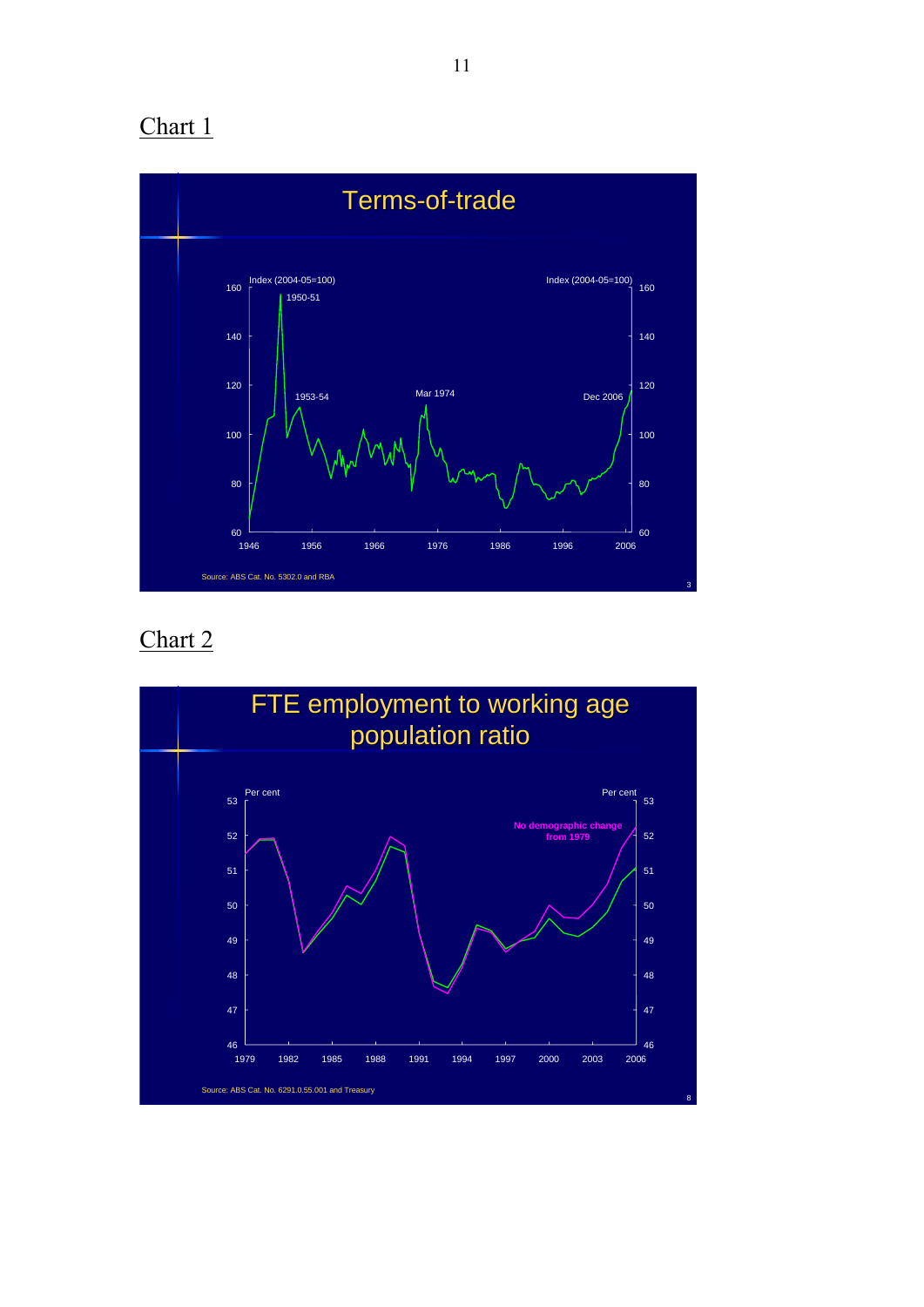Chart 1

Terms-of-trade

Index (2004-05=100)

Source: ABS Cat. No. 5302.0 and RBA

Chart 2

FTE employment to working age population ratio

Per cent

No demographic change from 1979

Source: ABS Cat. No. 6291.0.55.001 and Treasury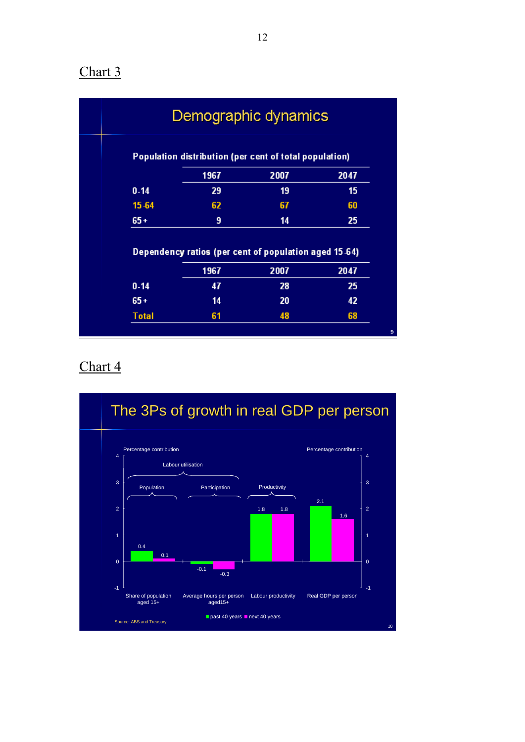## Chart 3

### Demographic dynamics

**Population distribution (per cent of total population)**

| | 1967 | 2007 | 2047 |
|---|---|---|---|
| 0-14 | 29 | 19 | 15 |
| 15-64 | 62 | 67 | 60 |
| 65+ | 9 | 14 | 25 |

**Dependency ratios (per cent of population aged 15-64)**

| | 1967 | 2007 | 2047 |
|---|---|---|---|
| 0-14 | 47 | 28 | 25 |
| 65+ | 14 | 20 | 42 |
| Total | 61 | 48 | 68 |

## Chart 4

### The 3Ps of growth in real GDP per person

Percentage contribution

| | | Past 40 years | Next 40 years |
|---|---|---|---|
| Labour utilisation – Population | Share of population aged 15+ | 0.4 | 0.1 |
| Labour utilisation – Participation | Average hours per person aged15+ | -0.1 | -0.3 |
| Productivity | Labour productivity | 1.8 | 1.8 |
| | Real GDP per person | 2.1 | 1.6 |

Source: ABS and Treasury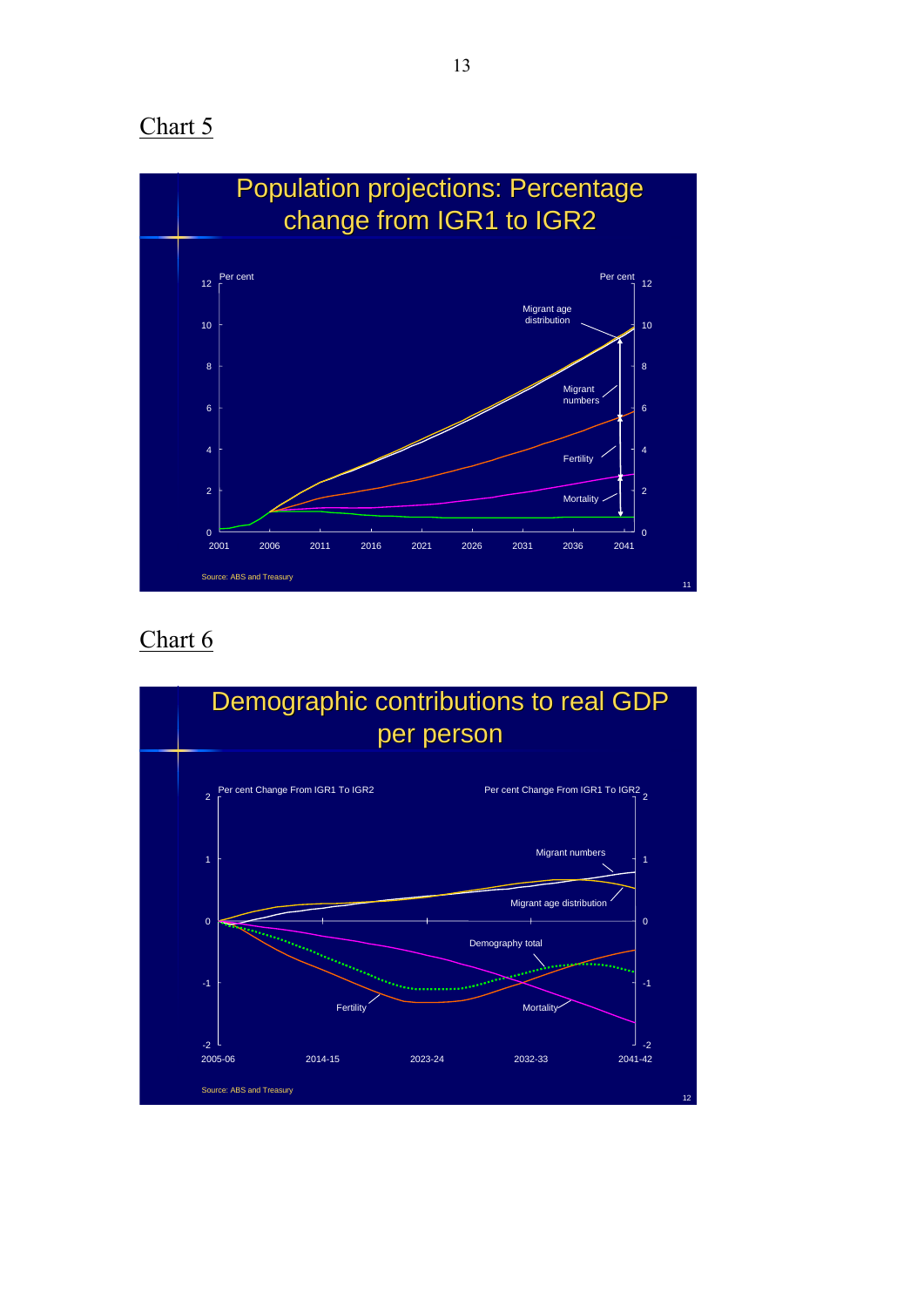Chart 5

**Population projections: Percentage change from IGR1 to IGR2**

Per cent (left axis: 0–12; right axis: 0–12)

Labels: Migrant age distribution; Migrant numbers; Fertility; Mortality

X-axis: 2001, 2006, 2011, 2016, 2021, 2026, 2031, 2036, 2041

Source: ABS and Treasury

Chart 6

**Demographic contributions to real GDP per person**

Per cent Change From IGR1 To IGR2 (left axis: -2 to 2; right axis: -2 to 2)

Labels: Migrant numbers; Migrant age distribution; Demography total; Fertility; Mortality

X-axis: 2005-06, 2014-15, 2023-24, 2032-33, 2041-42

Source: ABS and Treasury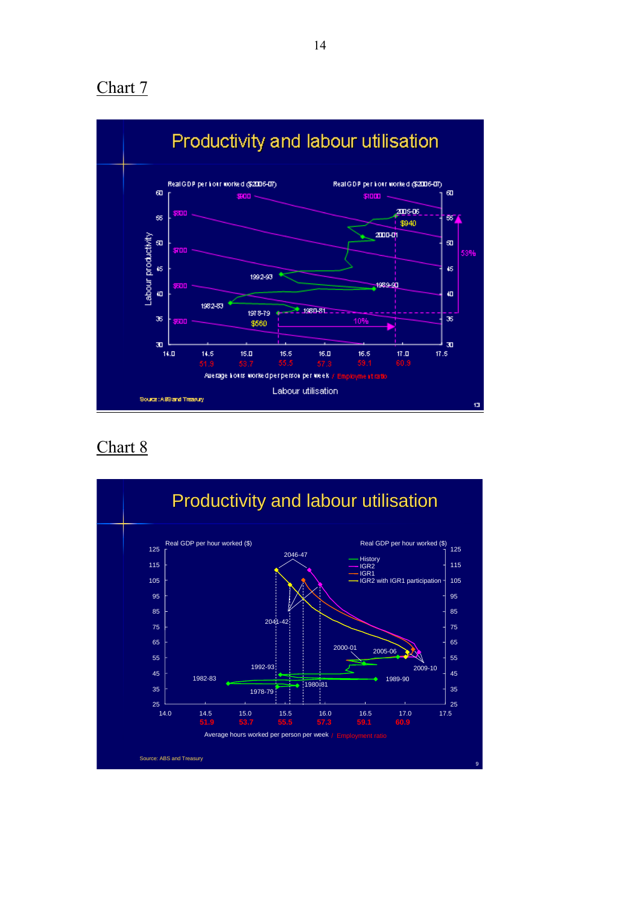## Chart 7

**Productivity and labour utilisation**

Source: ABS and Treasury

## Chart 8

**Productivity and labour utilisation**

Source: ABS and Treasury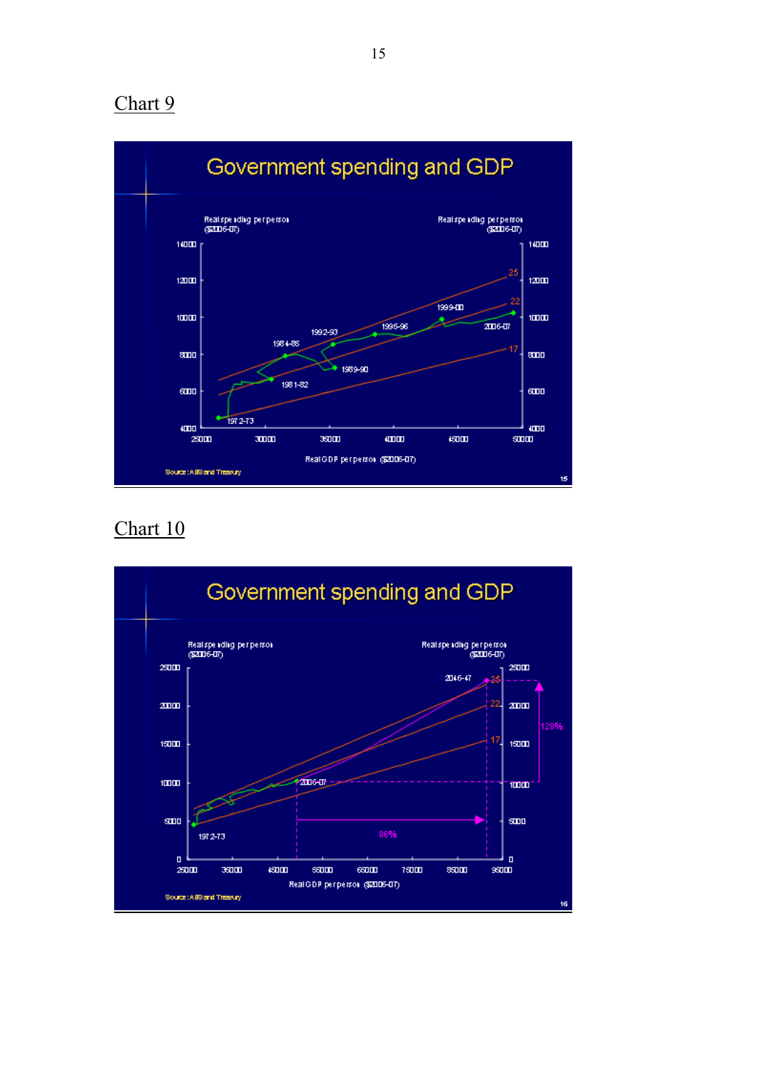## Chart 9

**Government spending and GDP**

Real spending per person ($2006-07) vs Real GDP per person ($2006-07)

Source: ABS and Treasury

## Chart 10

**Government spending and GDP**

Real spending per person ($2006-07) vs Real GDP per person ($2006-07)

Source: ABS and Treasury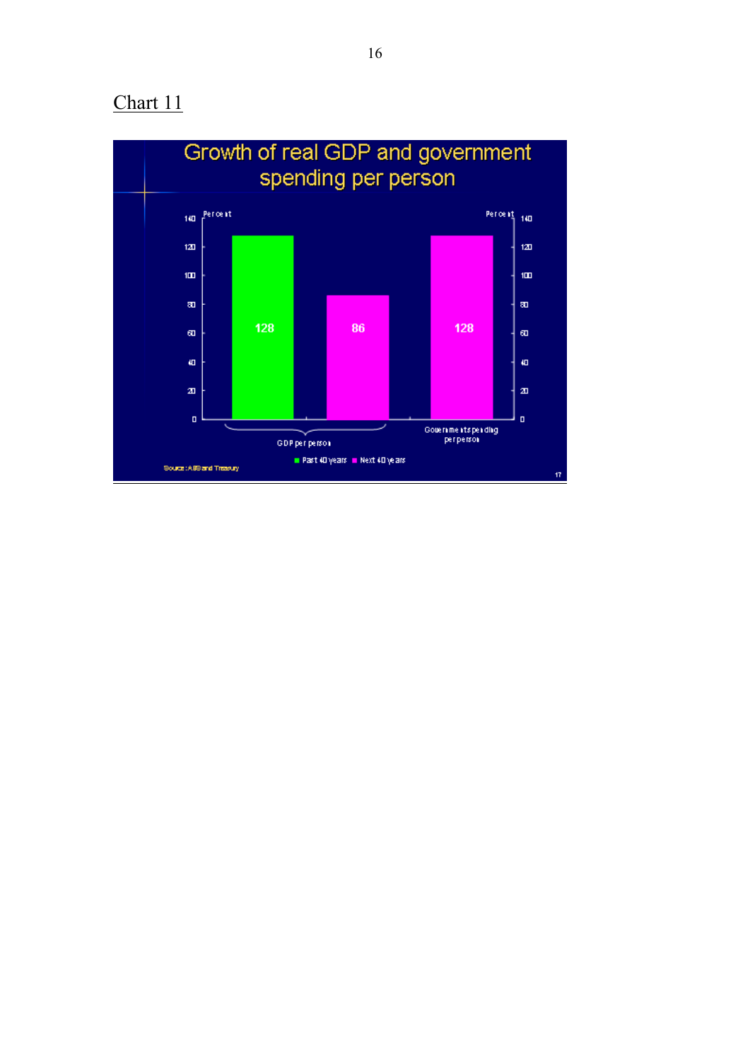## Chart 11

**Growth of real GDP and government spending per person**

Percent

| | Past 40 years | Next 40 years |
|---|---|---|
| GDP per person | 128 | 86 |
| Government spending per person | | 128 |

Source: ABS and Treasury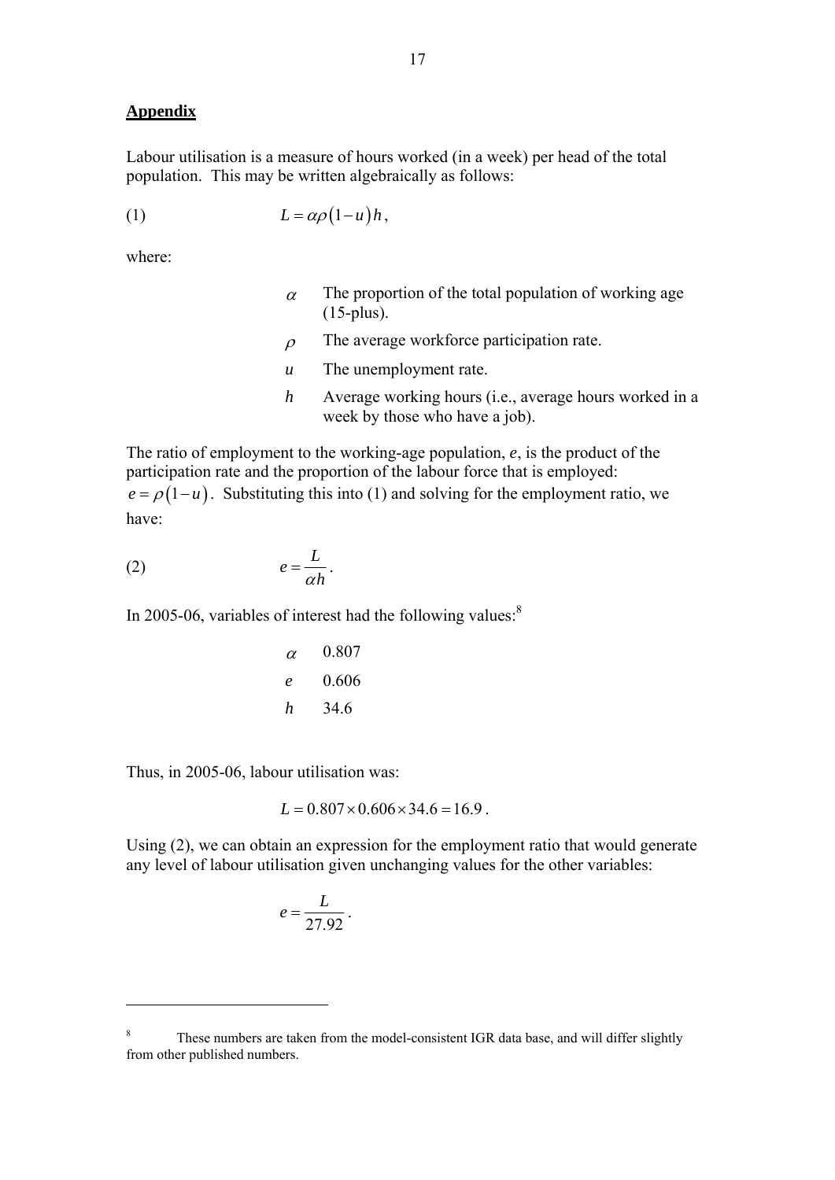## Appendix

Labour utilisation is a measure of hours worked (in a week) per head of the total population. This may be written algebraically as follows:

$$(1) \qquad L = \alpha\rho(1-u)h,$$

where:

| | |
|---|---|
| $\alpha$ | The proportion of the total population of working age (15-plus). |
| $\rho$ | The average workforce participation rate. |
| $u$ | The unemployment rate. |
| $h$ | Average working hours (i.e., average hours worked in a week by those who have a job). |

The ratio of employment to the working-age population, *e*, is the product of the participation rate and the proportion of the labour force that is employed: $e = \rho(1-u)$. Substituting this into (1) and solving for the employment ratio, we have:

$$(2) \qquad e = \frac{L}{\alpha h}.$$

In 2005-06, variables of interest had the following values:[8]

| | |
|---|---|
| $\alpha$ | 0.807 |
| $e$ | 0.606 |
| $h$ | 34.6 |

Thus, in 2005-06, labour utilisation was:

$$L = 0.807 \times 0.606 \times 34.6 = 16.9.$$

Using (2), we can obtain an expression for the employment ratio that would generate any level of labour utilisation given unchanging values for the other variables:

$$e = \frac{L}{27.92}.$$

---

[8] These numbers are taken from the model-consistent IGR data base, and will differ slightly from other published numbers.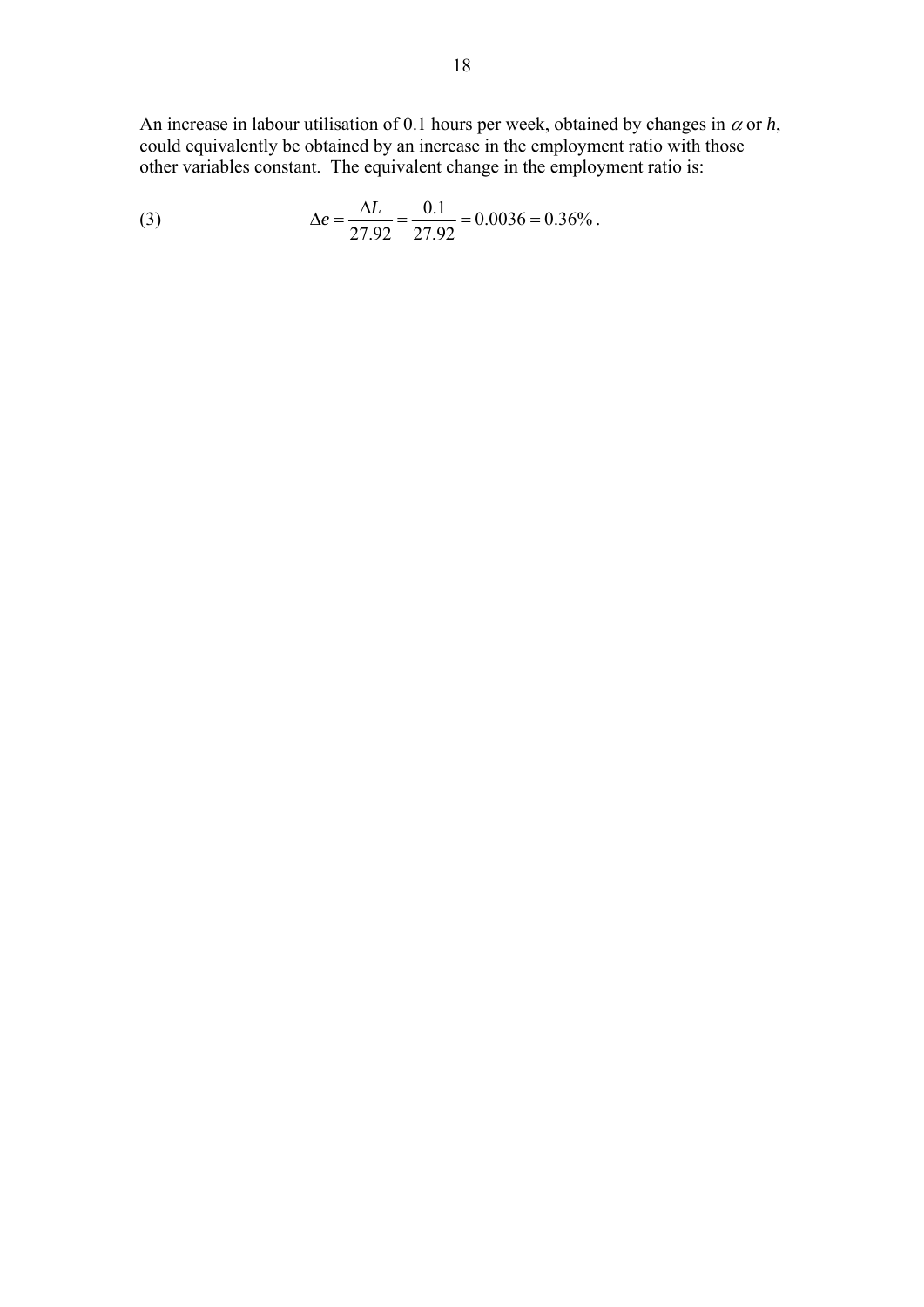An increase in labour utilisation of 0.1 hours per week, obtained by changes in $\alpha$ or $h$, could equivalently be obtained by an increase in the employment ratio with those other variables constant. The equivalent change in the employment ratio is:

$$\Delta e = \frac{\Delta L}{27.92} = \frac{0.1}{27.92} = 0.0036 = 0.36\% \,. \tag{3}$$